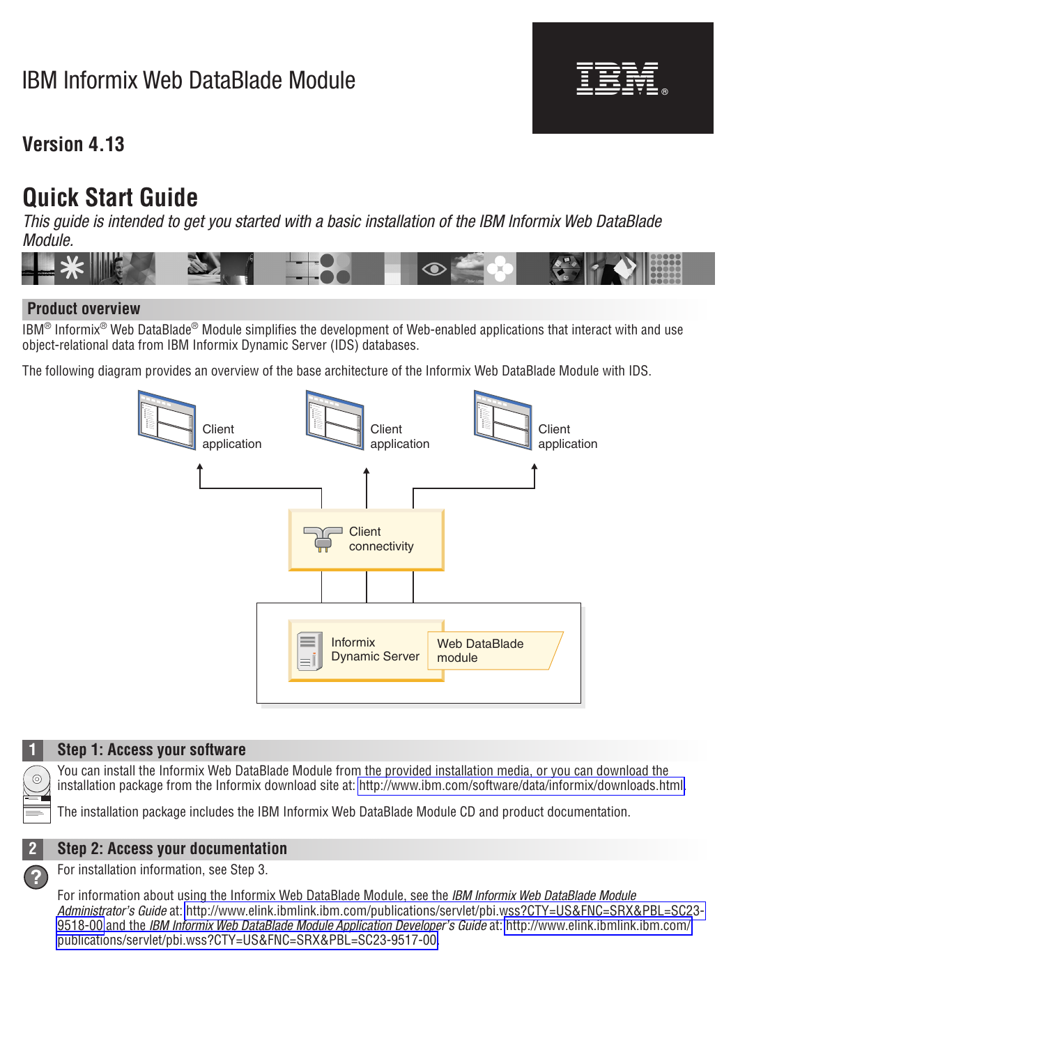# IBM Informix Web DataBlade Module

**Version 4.13**

## Quick Start Guide

*This guide is intended to get you started with a basic installation of the IBM Informix Web DataBlade Module.*

## Product overview

IBM® Informix® Web DataBlade® Module simplifies the development of Web-enabled applications that interact with and use object-relational data from IBM Informix Dynamic Server (IDS) databases.

The following diagram provides an overview of the base architecture of the Informix Web DataBlade Module with IDS.

## 1 Step 1: Access your software

You can install the Informix Web DataBlade Module from the provided installation media, or you can download the installation package from the Informix download site at: http://www.ibm.com/software/data/informix/downloads.html.

The installation package includes the IBM Informix Web DataBlade Module CD and product documentation.

## 2 Step 2: Access your documentation

For installation information, see Step 3.

For information about using the Informix Web DataBlade Module, see the *IBM Informix Web DataBlade Module Administrator's Guide* at: http://www.elink.ibmlink.ibm.com/publications/servlet/pbi.wss?CTY=US&FNC=SRX&PBL=SC23-9518-00 and the *IBM Informix Web DataBlade Module Application Developer's Guide* at: http://www.elink.ibmlink.ibm.com/publications/servlet/pbi.wss?CTY=US&FNC=SRX&PBL=SC23-9517-00.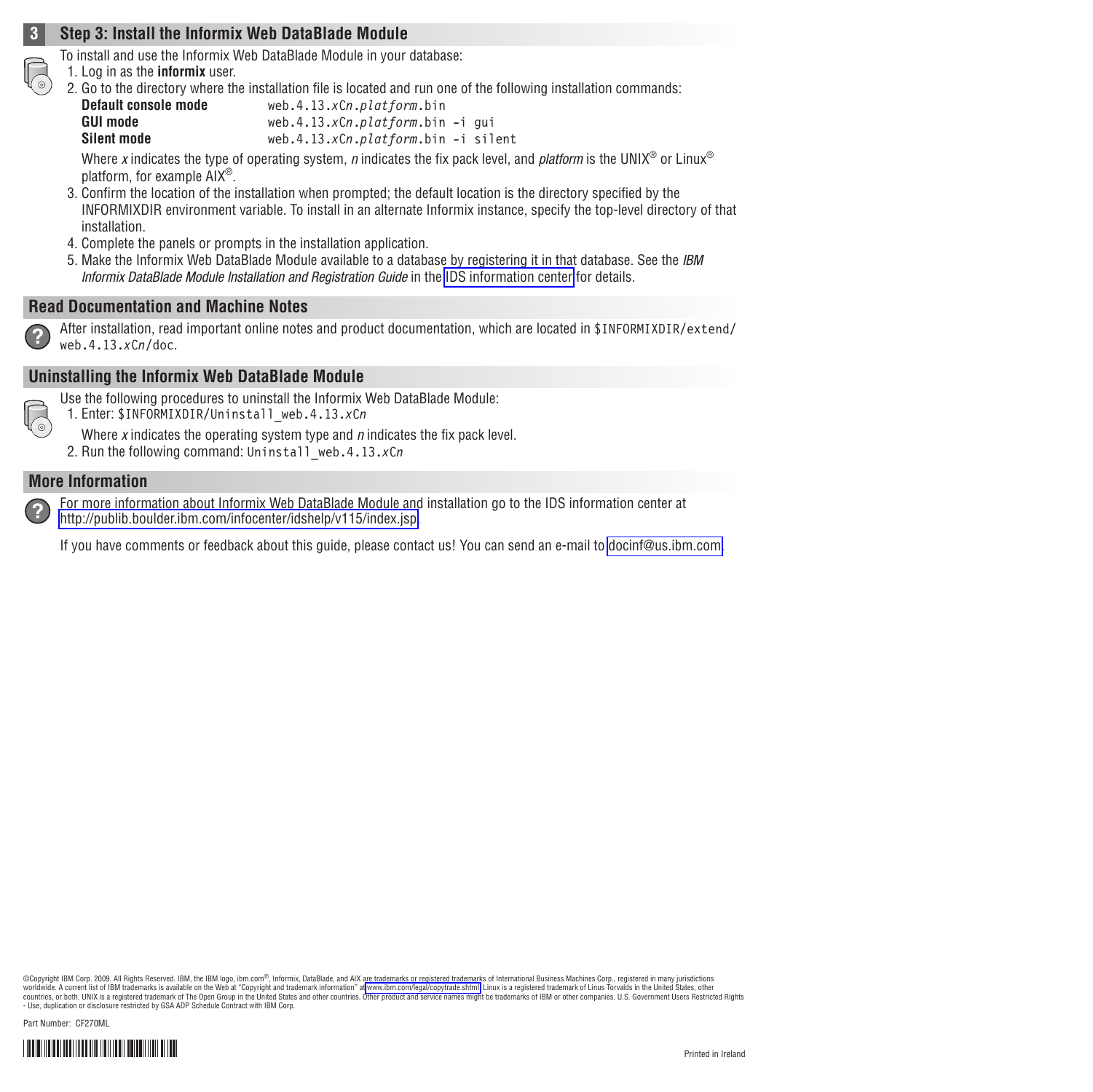## 3 Step 3: Install the Informix Web DataBlade Module

To install and use the Informix Web DataBlade Module in your database:

1. Log in as the **informix** user.
2. Go to the directory where the installation file is located and run one of the following installation commands:

   | | |
   |---|---|
   | **Default console mode** | `web.4.13.`*`x`*`C`*`n`*`.`*`platform`*`.bin` |
   | **GUI mode** | `web.4.13.`*`x`*`C`*`n`*`.`*`platform`*`.bin -i gui` |
   | **Silent mode** | `web.4.13.`*`x`*`C`*`n`*`.`*`platform`*`.bin -i silent` |

   Where *x* indicates the type of operating system, *n* indicates the fix pack level, and *platform* is the UNIX® or Linux® platform, for example AIX®.
3. Confirm the location of the installation when prompted; the default location is the directory specified by the INFORMIXDIR environment variable. To install in an alternate Informix instance, specify the top-level directory of that installation.
4. Complete the panels or prompts in the installation application.
5. Make the Informix Web DataBlade Module available to a database by registering it in that database. See the *IBM Informix DataBlade Module Installation and Registration Guide* in the IDS information center for details.

## Read Documentation and Machine Notes

After installation, read important online notes and product documentation, which are located in `$INFORMIXDIR/extend/web.4.13.`*`x`*`C`*`n`*`/doc`.

## Uninstalling the Informix Web DataBlade Module

Use the following procedures to uninstall the Informix Web DataBlade Module:

1. Enter: `$INFORMIXDIR/Uninstall_web.4.13.`*`x`*`C`*`n`*

   Where *x* indicates the operating system type and *n* indicates the fix pack level.
2. Run the following command: `Uninstall_web.4.13.`*`x`*`C`*`n`*

## More Information

For more information about Informix Web DataBlade Module and installation go to the IDS information center at http://publib.boulder.ibm.com/infocenter/idshelp/v115/index.jsp.

If you have comments or feedback about this guide, please contact us! You can send an e-mail to docinf@us.ibm.com.

©Copyright IBM Corp. 2009. All Rights Reserved. IBM, the IBM logo, ibm.com®, Informix, DataBlade, and AIX are trademarks or registered trademarks of International Business Machines Corp., registered in many jurisdictions worldwide. A current list of IBM trademarks is available on the Web at "Copyright and trademark information" at www.ibm.com/legal/copytrade.shtml. Linux is a registered trademark of Linus Torvalds in the United States, other countries, or both. UNIX is a registered trademark of The Open Group in the United States and other countries. Other product and service names might be trademarks of IBM or other companies. U.S. Government Users Restricted Rights - Use, duplication or disclosure restricted by GSA ADP Schedule Contract with IBM Corp.

Part Number: CF270ML

Printed in Ireland